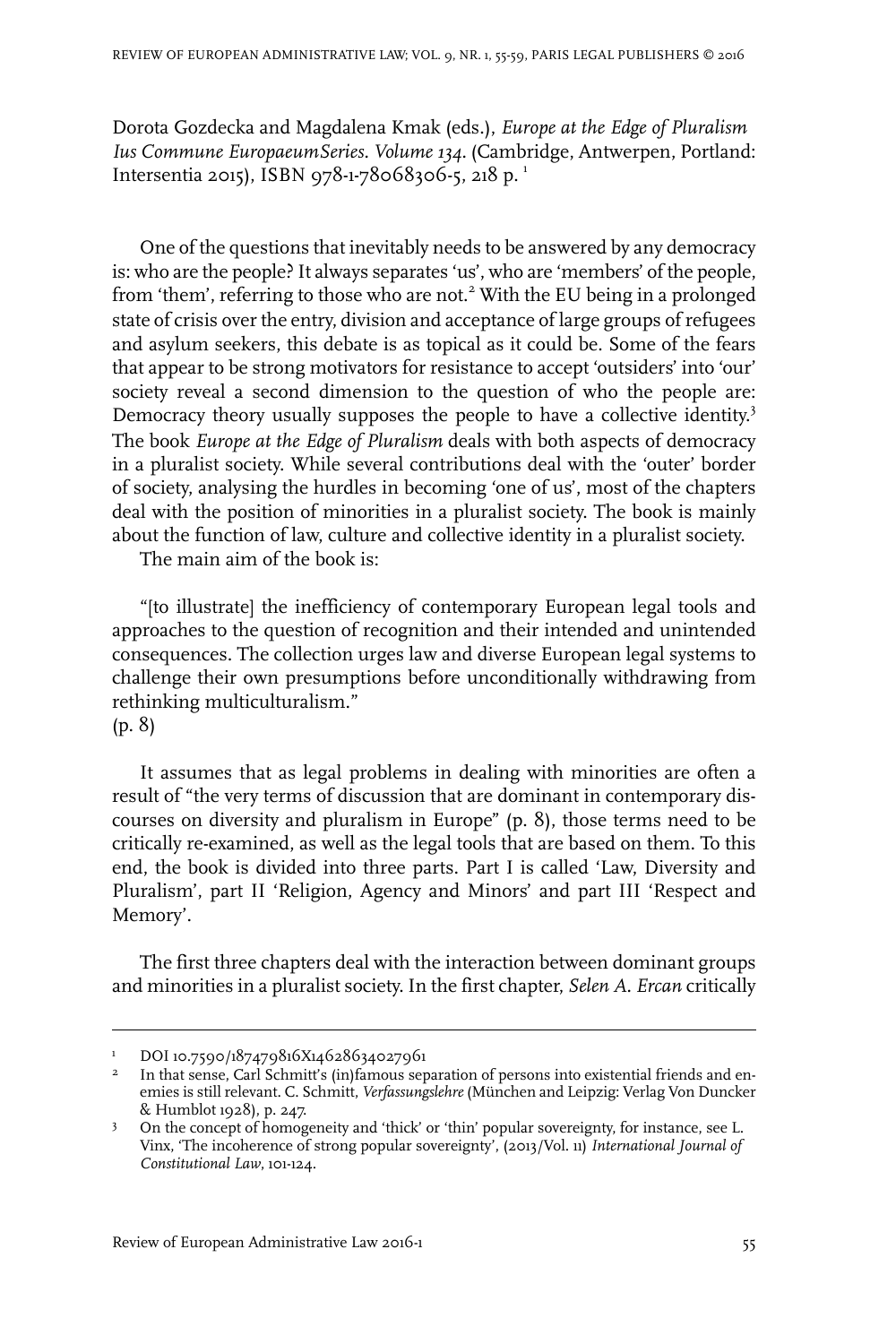Dorota Gozdecka and Magdalena Kmak (eds.), *Europe at the Edge of Pluralism Ius Commune EuropaeumSeries. Volume 134*. (Cambridge, Antwerpen, Portland: Intersentia 2015), ISBN 978-1-78068306-5, 218 p. [1]

One of the questions that inevitably needs to be answered by any democracy is: who are the people? It always separates 'us', who are 'members' of the people, from 'them', referring to those who are not.[2] With the EU being in a prolonged state of crisis over the entry, division and acceptance of large groups of refugees and asylum seekers, this debate is as topical as it could be. Some of the fears that appear to be strong motivators for resistance to accept 'outsiders' into 'our' society reveal a second dimension to the question of who the people are: Democracy theory usually supposes the people to have a collective identity.[3] The book *Europe at the Edge of Pluralism* deals with both aspects of democracy in a pluralist society. While several contributions deal with the 'outer' border of society, analysing the hurdles in becoming 'one of us', most of the chapters deal with the position of minorities in a pluralist society. The book is mainly about the function of law, culture and collective identity in a pluralist society.

The main aim of the book is:

> "[to illustrate] the inefficiency of contemporary European legal tools and approaches to the question of recognition and their intended and unintended consequences. The collection urges law and diverse European legal systems to challenge their own presumptions before unconditionally withdrawing from rethinking multiculturalism."
> (p. 8)

It assumes that as legal problems in dealing with minorities are often a result of "the very terms of discussion that are dominant in contemporary discourses on diversity and pluralism in Europe" (p. 8), those terms need to be critically re-examined, as well as the legal tools that are based on them. To this end, the book is divided into three parts. Part I is called 'Law, Diversity and Pluralism', part II 'Religion, Agency and Minors' and part III 'Respect and Memory'.

The first three chapters deal with the interaction between dominant groups and minorities in a pluralist society. In the first chapter, *Selen A. Ercan* critically

---

[1] DOI 10.7590/187479816X14628634027961

[2] In that sense, Carl Schmitt's (in)famous separation of persons into existential friends and enemies is still relevant. C. Schmitt, *Verfassungslehre* (München and Leipzig: Verlag Von Duncker & Humblot 1928), p. 247.

[3] On the concept of homogeneity and 'thick' or 'thin' popular sovereignty, for instance, see L. Vinx, 'The incoherence of strong popular sovereignty', (2013/Vol. 11) *International Journal of Constitutional Law*, 101-124.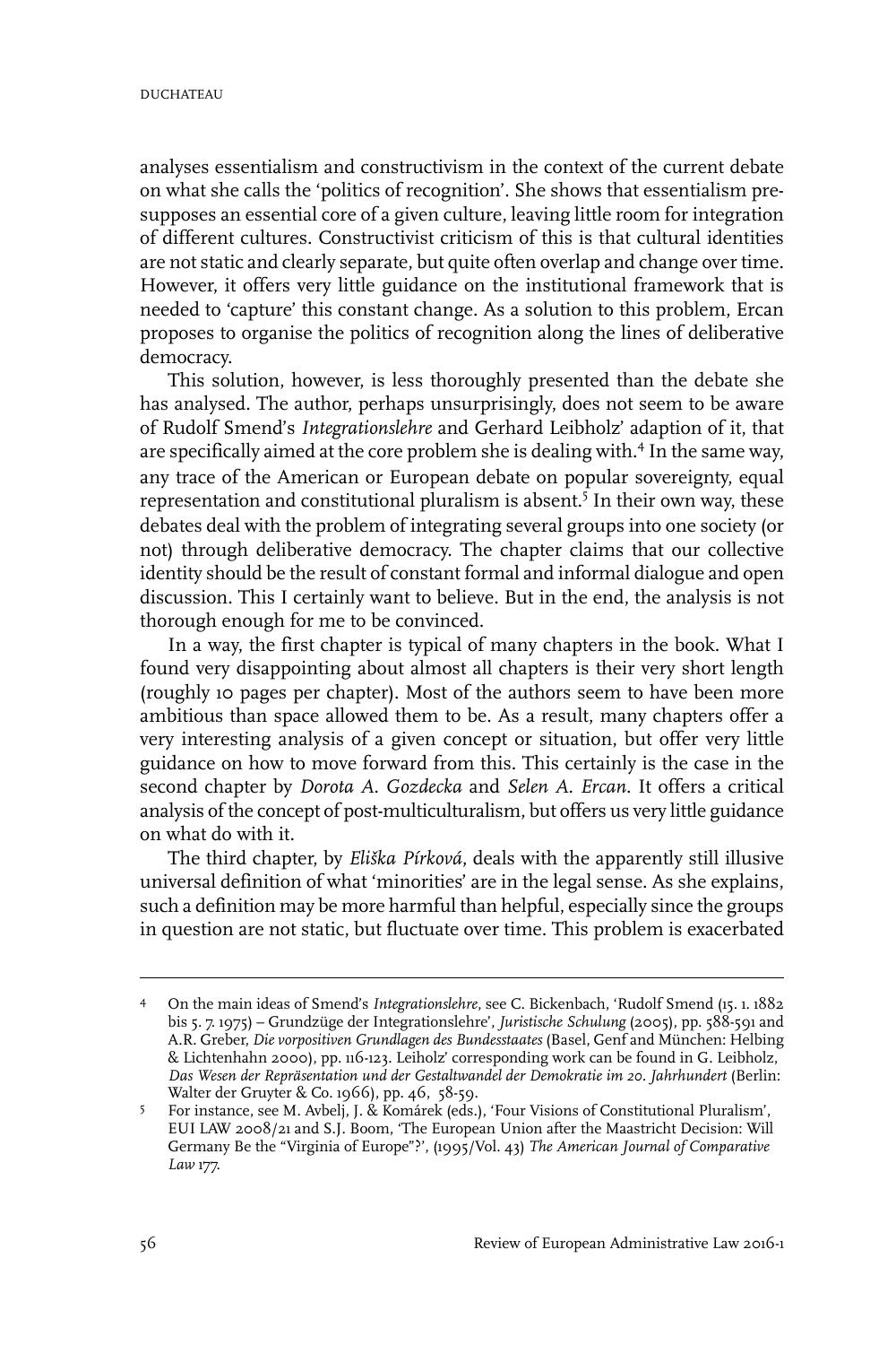analyses essentialism and constructivism in the context of the current debate on what she calls the 'politics of recognition'. She shows that essentialism presupposes an essential core of a given culture, leaving little room for integration of different cultures. Constructivist criticism of this is that cultural identities are not static and clearly separate, but quite often overlap and change over time. However, it offers very little guidance on the institutional framework that is needed to 'capture' this constant change. As a solution to this problem, Ercan proposes to organise the politics of recognition along the lines of deliberative democracy.

This solution, however, is less thoroughly presented than the debate she has analysed. The author, perhaps unsurprisingly, does not seem to be aware of Rudolf Smend's *Integrationslehre* and Gerhard Leibholz' adaption of it, that are specifically aimed at the core problem she is dealing with.[4] In the same way, any trace of the American or European debate on popular sovereignty, equal representation and constitutional pluralism is absent.[5] In their own way, these debates deal with the problem of integrating several groups into one society (or not) through deliberative democracy. The chapter claims that our collective identity should be the result of constant formal and informal dialogue and open discussion. This I certainly want to believe. But in the end, the analysis is not thorough enough for me to be convinced.

In a way, the first chapter is typical of many chapters in the book. What I found very disappointing about almost all chapters is their very short length (roughly 10 pages per chapter). Most of the authors seem to have been more ambitious than space allowed them to be. As a result, many chapters offer a very interesting analysis of a given concept or situation, but offer very little guidance on how to move forward from this. This certainly is the case in the second chapter by *Dorota A. Gozdecka* and *Selen A. Ercan*. It offers a critical analysis of the concept of post-multiculturalism, but offers us very little guidance on what do with it.

The third chapter, by *Eliška Pírková*, deals with the apparently still illusive universal definition of what 'minorities' are in the legal sense. As she explains, such a definition may be more harmful than helpful, especially since the groups in question are not static, but fluctuate over time. This problem is exacerbated

---

4 On the main ideas of Smend's *Integrationslehre*, see C. Bickenbach, 'Rudolf Smend (15. 1. 1882 bis 5. 7. 1975) – Grundzüge der Integrationslehre', *Juristische Schulung* (2005), pp. 588-591 and A.R. Greber, *Die vorpositiven Grundlagen des Bundesstaates* (Basel, Genf and München: Helbing & Lichtenhahn 2000), pp. 116-123. Leiholz' corresponding work can be found in G. Leibholz, *Das Wesen der Repräsentation und der Gestaltwandel der Demokratie im 20. Jahrhundert* (Berlin: Walter der Gruyter & Co. 1966), pp. 46, 58-59.

5 For instance, see M. Avbelj, J. & Komárek (eds.), 'Four Visions of Constitutional Pluralism', EUI LAW 2008/21 and S.J. Boom, 'The European Union after the Maastricht Decision: Will Germany Be the "Virginia of Europe"?', (1995/Vol. 43) *The American Journal of Comparative Law* 177.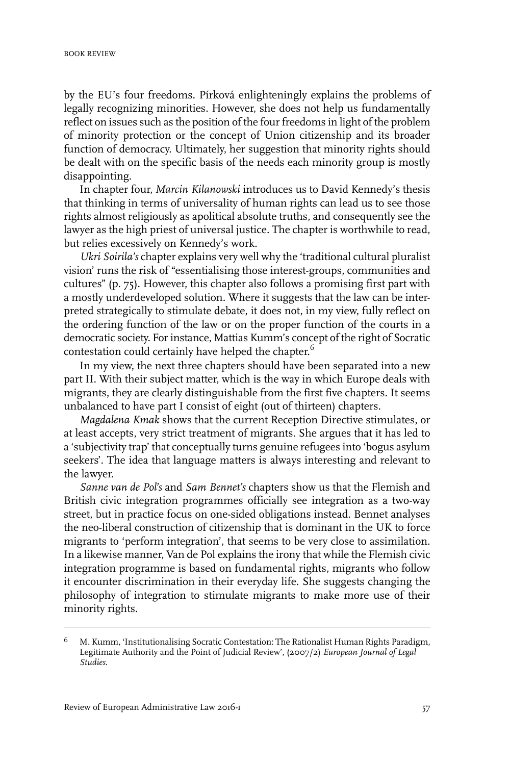by the EU's four freedoms. Pírková enlighteningly explains the problems of legally recognizing minorities. However, she does not help us fundamentally reflect on issues such as the position of the four freedoms in light of the problem of minority protection or the concept of Union citizenship and its broader function of democracy. Ultimately, her suggestion that minority rights should be dealt with on the specific basis of the needs each minority group is mostly disappointing.

In chapter four, *Marcin Kilanowski* introduces us to David Kennedy's thesis that thinking in terms of universality of human rights can lead us to see those rights almost religiously as apolitical absolute truths, and consequently see the lawyer as the high priest of universal justice. The chapter is worthwhile to read, but relies excessively on Kennedy's work.

*Ukri Soirila's* chapter explains very well why the 'traditional cultural pluralist vision' runs the risk of "essentialising those interest-groups, communities and cultures" (p. 75). However, this chapter also follows a promising first part with a mostly underdeveloped solution. Where it suggests that the law can be interpreted strategically to stimulate debate, it does not, in my view, fully reflect on the ordering function of the law or on the proper function of the courts in a democratic society. For instance, Mattias Kumm's concept of the right of Socratic contestation could certainly have helped the chapter.[6]

In my view, the next three chapters should have been separated into a new part II. With their subject matter, which is the way in which Europe deals with migrants, they are clearly distinguishable from the first five chapters. It seems unbalanced to have part I consist of eight (out of thirteen) chapters.

*Magdalena Kmak* shows that the current Reception Directive stimulates, or at least accepts, very strict treatment of migrants. She argues that it has led to a 'subjectivity trap' that conceptually turns genuine refugees into 'bogus asylum seekers'. The idea that language matters is always interesting and relevant to the lawyer.

*Sanne van de Pol's* and *Sam Bennet's* chapters show us that the Flemish and British civic integration programmes officially see integration as a two-way street, but in practice focus on one-sided obligations instead. Bennet analyses the neo-liberal construction of citizenship that is dominant in the UK to force migrants to 'perform integration', that seems to be very close to assimilation. In a likewise manner, Van de Pol explains the irony that while the Flemish civic integration programme is based on fundamental rights, migrants who follow it encounter discrimination in their everyday life. She suggests changing the philosophy of integration to stimulate migrants to make more use of their minority rights.

---

[6] M. Kumm, 'Institutionalising Socratic Contestation: The Rationalist Human Rights Paradigm, Legitimate Authority and the Point of Judicial Review', (2007/2) *European Journal of Legal Studies*.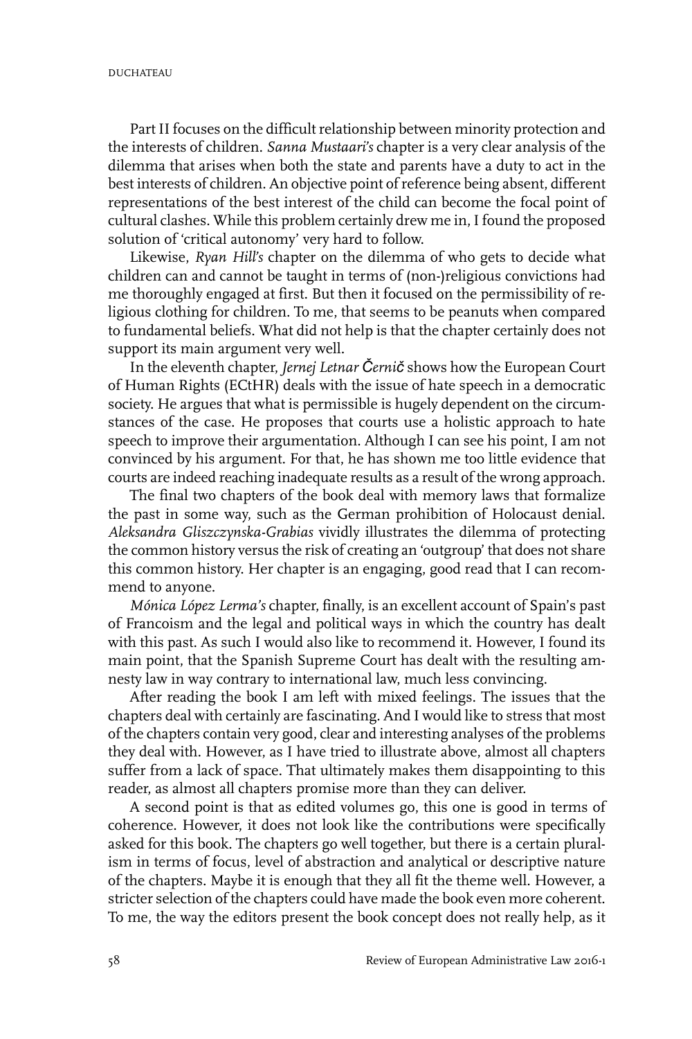Part II focuses on the difficult relationship between minority protection and the interests of children. *Sanna Mustaari's* chapter is a very clear analysis of the dilemma that arises when both the state and parents have a duty to act in the best interests of children. An objective point of reference being absent, different representations of the best interest of the child can become the focal point of cultural clashes. While this problem certainly drew me in, I found the proposed solution of 'critical autonomy' very hard to follow.

Likewise, *Ryan Hill's* chapter on the dilemma of who gets to decide what children can and cannot be taught in terms of (non-)religious convictions had me thoroughly engaged at first. But then it focused on the permissibility of religious clothing for children. To me, that seems to be peanuts when compared to fundamental beliefs. What did not help is that the chapter certainly does not support its main argument very well.

In the eleventh chapter, *Jernej Letnar Černič* shows how the European Court of Human Rights (ECtHR) deals with the issue of hate speech in a democratic society. He argues that what is permissible is hugely dependent on the circumstances of the case. He proposes that courts use a holistic approach to hate speech to improve their argumentation. Although I can see his point, I am not convinced by his argument. For that, he has shown me too little evidence that courts are indeed reaching inadequate results as a result of the wrong approach.

The final two chapters of the book deal with memory laws that formalize the past in some way, such as the German prohibition of Holocaust denial. *Aleksandra Gliszczynska-Grabias* vividly illustrates the dilemma of protecting the common history versus the risk of creating an 'outgroup' that does not share this common history. Her chapter is an engaging, good read that I can recommend to anyone.

*Mónica López Lerma's* chapter, finally, is an excellent account of Spain's past of Francoism and the legal and political ways in which the country has dealt with this past. As such I would also like to recommend it. However, I found its main point, that the Spanish Supreme Court has dealt with the resulting amnesty law in way contrary to international law, much less convincing.

After reading the book I am left with mixed feelings. The issues that the chapters deal with certainly are fascinating. And I would like to stress that most of the chapters contain very good, clear and interesting analyses of the problems they deal with. However, as I have tried to illustrate above, almost all chapters suffer from a lack of space. That ultimately makes them disappointing to this reader, as almost all chapters promise more than they can deliver.

A second point is that as edited volumes go, this one is good in terms of coherence. However, it does not look like the contributions were specifically asked for this book. The chapters go well together, but there is a certain pluralism in terms of focus, level of abstraction and analytical or descriptive nature of the chapters. Maybe it is enough that they all fit the theme well. However, a stricter selection of the chapters could have made the book even more coherent. To me, the way the editors present the book concept does not really help, as it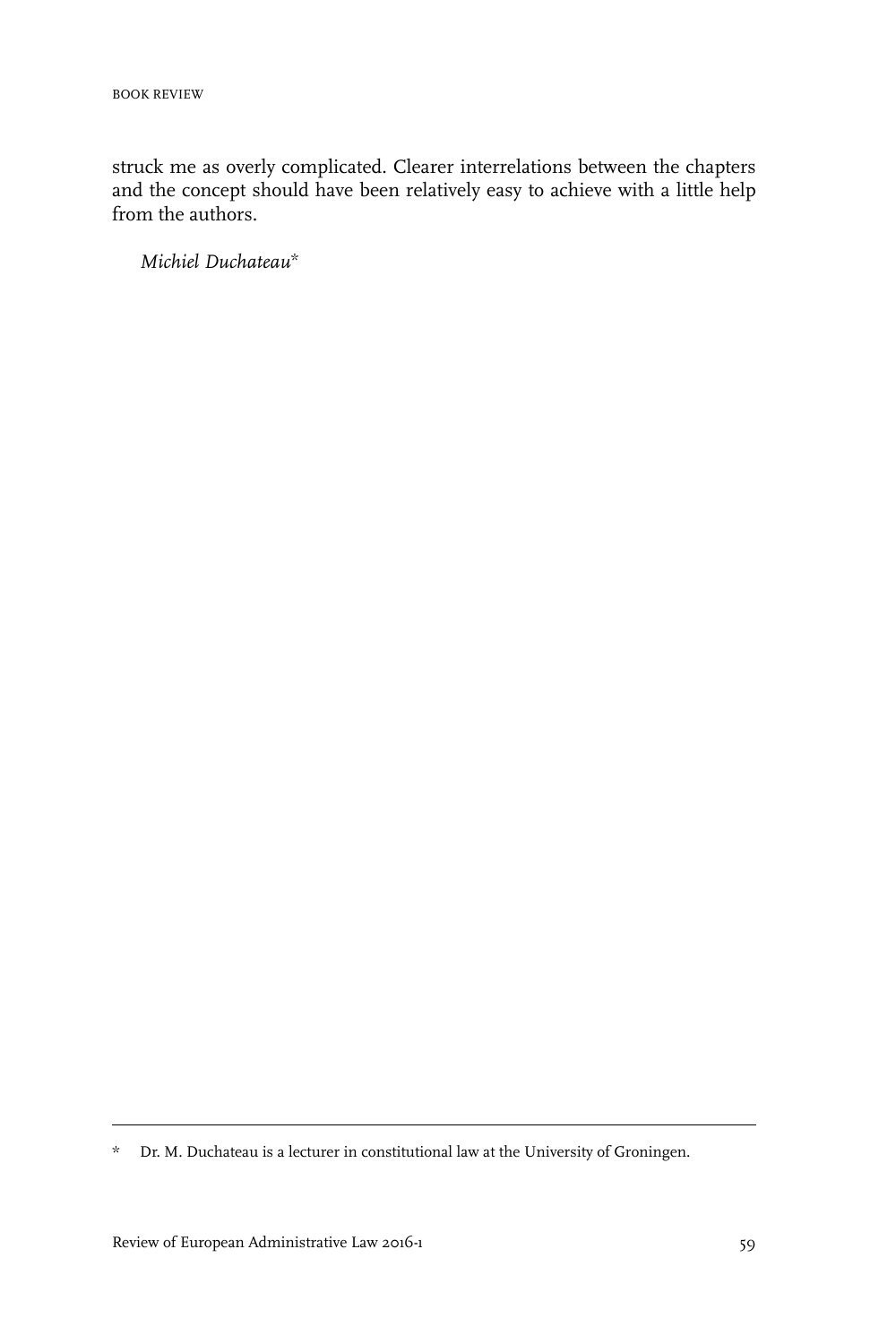struck me as overly complicated. Clearer interrelations between the chapters and the concept should have been relatively easy to achieve with a little help from the authors.

*Michiel Duchateau**

* Dr. M. Duchateau is a lecturer in constitutional law at the University of Groningen.